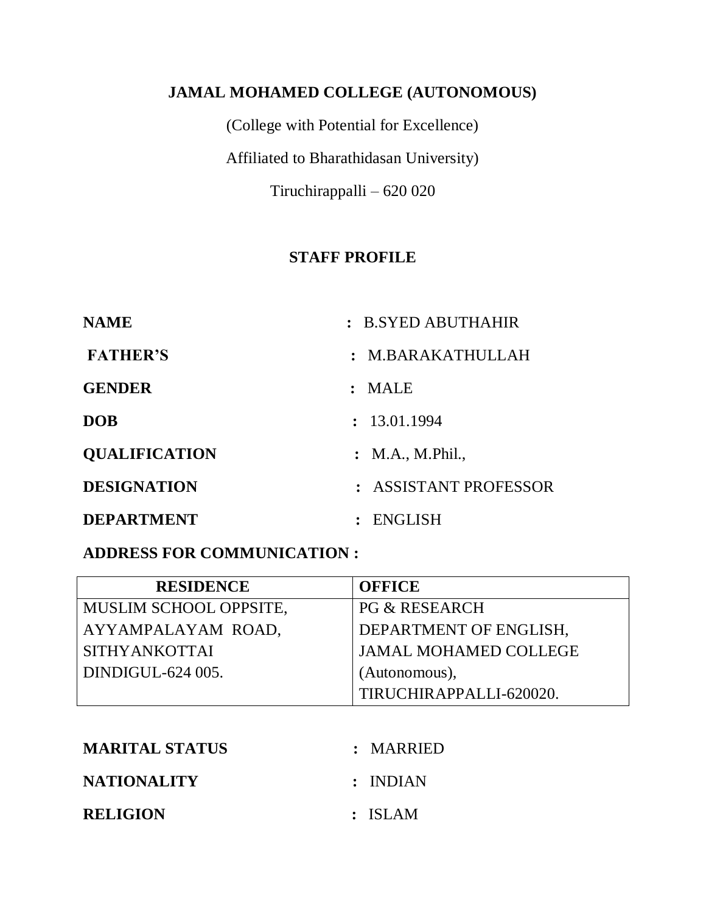**JAMAL MOHAMED COLLEGE (AUTONOMOUS)**

(College with Potential for Excellence)

Affiliated to Bharathidasan University)

Tiruchirappalli – 620 020

**STAFF PROFILE**

**NAME** : B.SYED ABUTHAHIR

**FATHER'S** : M.BARAKATHULLAH

**GENDER** : MALE

**DOB** : 13.01.1994

**QUALIFICATION** : M.A., M.Phil.,

**DESIGNATION** : ASSISTANT PROFESSOR

**DEPARTMENT** : ENGLISH

**ADDRESS FOR COMMUNICATION :**

| RESIDENCE | OFFICE |
|---|---|
| MUSLIM SCHOOL OPPSITE, AYYAMPALAYAM ROAD, SITHYANKOTTAI DINDIGUL-624 005. | PG & RESEARCH DEPARTMENT OF ENGLISH, JAMAL MOHAMED COLLEGE (Autonomous), TIRUCHIRAPPALLI-620020. |

**MARITAL STATUS** : MARRIED

**NATIONALITY** : INDIAN

**RELIGION** : ISLAM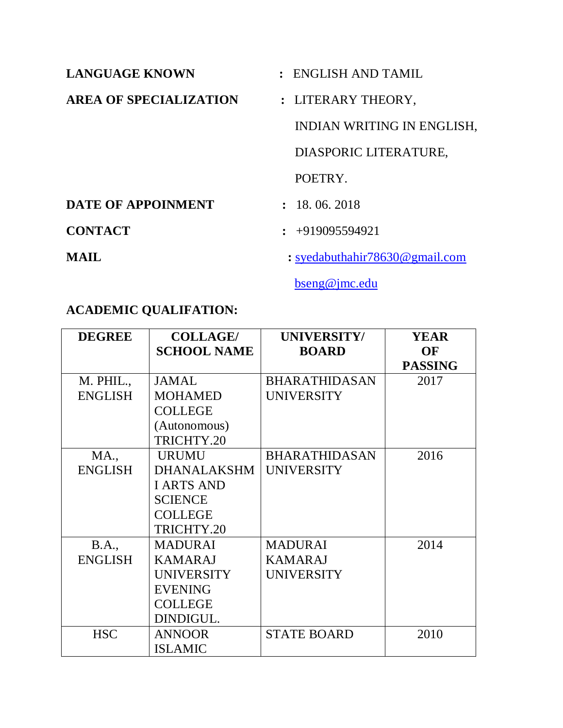**LANGUAGE KNOWN** : ENGLISH AND TAMIL

**AREA OF SPECIALIZATION** : LITERARY THEORY,
INDIAN WRITING IN ENGLISH,
DIASPORIC LITERATURE,
POETRY.

**DATE OF APPOINMENT** : 18. 06. 2018

**CONTACT** : +919095594921

**MAIL** : syedabuthahir78630@gmail.com
bseng@jmc.edu

**ACADEMIC QUALIFATION:**

| DEGREE | COLLAGE/ SCHOOL NAME | UNIVERSITY/ BOARD | YEAR OF PASSING |
|---|---|---|---|
| M. PHIL., ENGLISH | JAMAL MOHAMED COLLEGE (Autonomous) TRICHTY.20 | BHARATHIDASAN UNIVERSITY | 2017 |
| MA., ENGLISH | URUMU DHANALAKSHMI ARTS AND SCIENCE COLLEGE TRICHTY.20 | BHARATHIDASAN UNIVERSITY | 2016 |
| B.A., ENGLISH | MADURAI KAMARAJ UNIVERSITY EVENING COLLEGE DINDIGUL. | MADURAI KAMARAJ UNIVERSITY | 2014 |
| HSC | ANNOOR ISLAMIC | STATE BOARD | 2010 |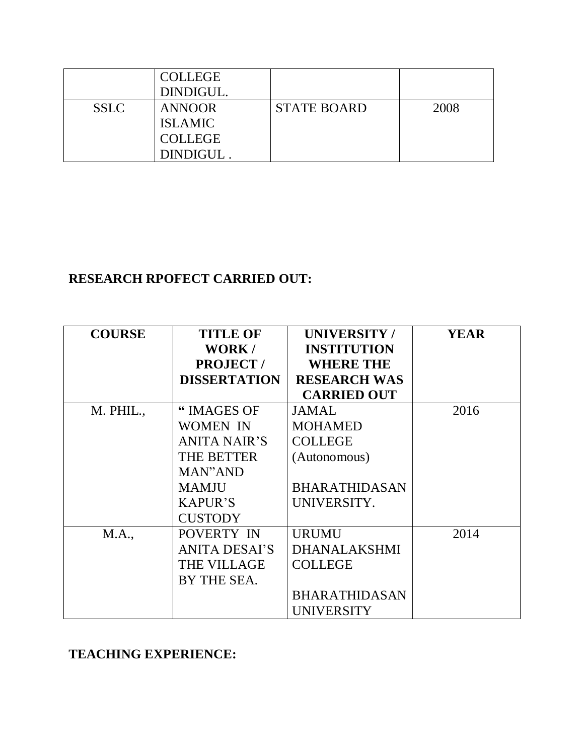| | COLLEGE DINDIGUL. | | |
|---|---|---|---|
| SSLC | ANNOOR ISLAMIC COLLEGE DINDIGUL . | STATE BOARD | 2008 |

**RESEARCH RPOFECT CARRIED OUT:**

| COURSE | TITLE OF WORK / PROJECT / DISSERTATION | UNIVERSITY / INSTITUTION WHERE THE RESEARCH WAS CARRIED OUT | YEAR |
|---|---|---|---|
| M. PHIL., | " IMAGES OF WOMEN IN ANITA NAIR'S THE BETTER MAN"AND MAMJU KAPUR'S CUSTODY | JAMAL MOHAMED COLLEGE (Autonomous) BHARATHIDASAN UNIVERSITY. | 2016 |
| M.A., | POVERTY IN ANITA DESAI'S THE VILLAGE BY THE SEA. | URUMU DHANALAKSHMI COLLEGE BHARATHIDASAN UNIVERSITY | 2014 |

**TEACHING EXPERIENCE:**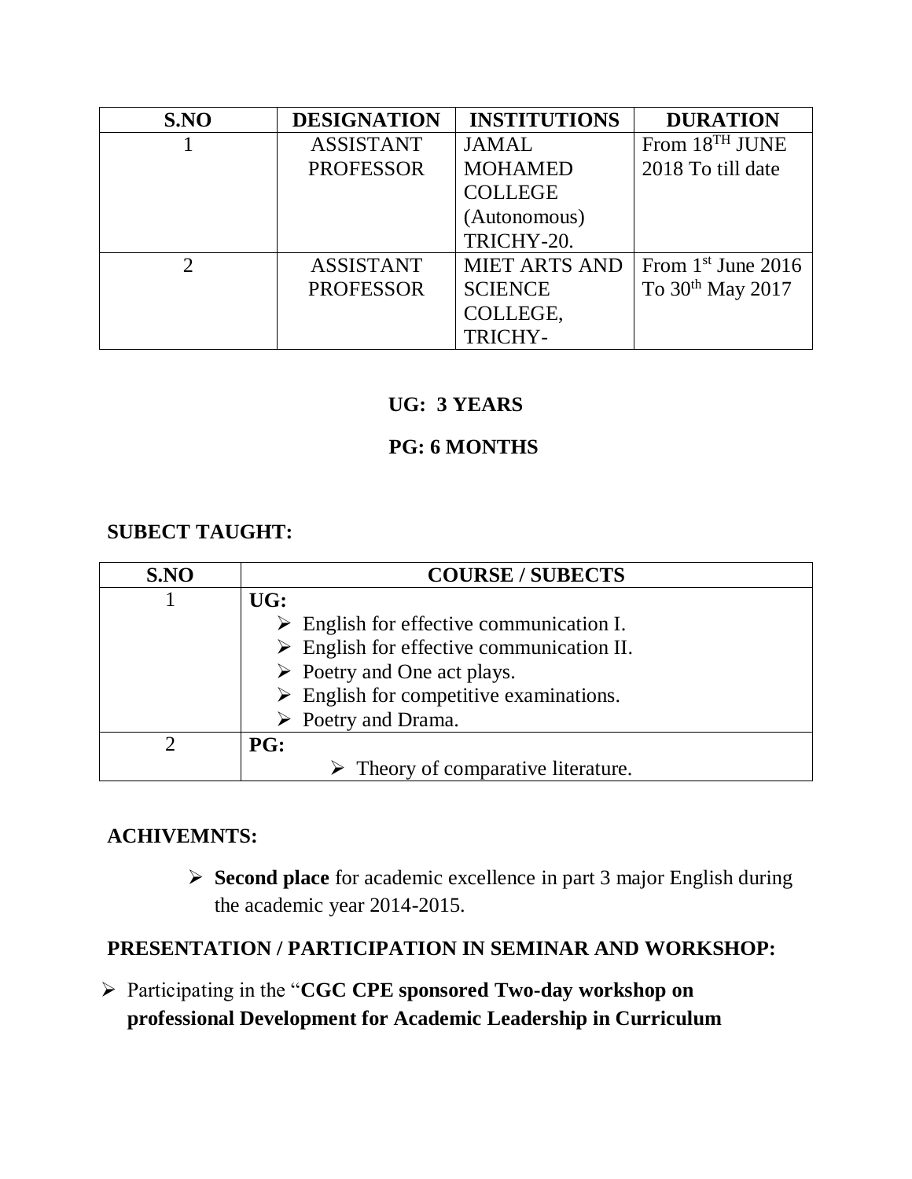| S.NO | DESIGNATION | INSTITUTIONS | DURATION |
|---|---|---|---|
| 1 | ASSISTANT PROFESSOR | JAMAL MOHAMED COLLEGE (Autonomous) TRICHY-20. | From 18TH JUNE 2018 To till date |
| 2 | ASSISTANT PROFESSOR | MIET ARTS AND SCIENCE COLLEGE, TRICHY- | From 1st June 2016 To 30th May 2017 |

**UG: 3 YEARS**

**PG: 6 MONTHS**

**SUBECT TAUGHT:**

| S.NO | COURSE / SUBECTS |
|---|---|
| 1 | **UG:**<br>➢ English for effective communication I.<br>➢ English for effective communication II.<br>➢ Poetry and One act plays.<br>➢ English for competitive examinations.<br>➢ Poetry and Drama. |
| 2 | **PG:**<br>➢ Theory of comparative literature. |

**ACHIVEMNTS:**

- **Second place** for academic excellence in part 3 major English during the academic year 2014-2015.

**PRESENTATION / PARTICIPATION IN SEMINAR AND WORKSHOP:**

- Participating in the "**CGC CPE sponsored Two-day workshop on professional Development for Academic Leadership in Curriculum**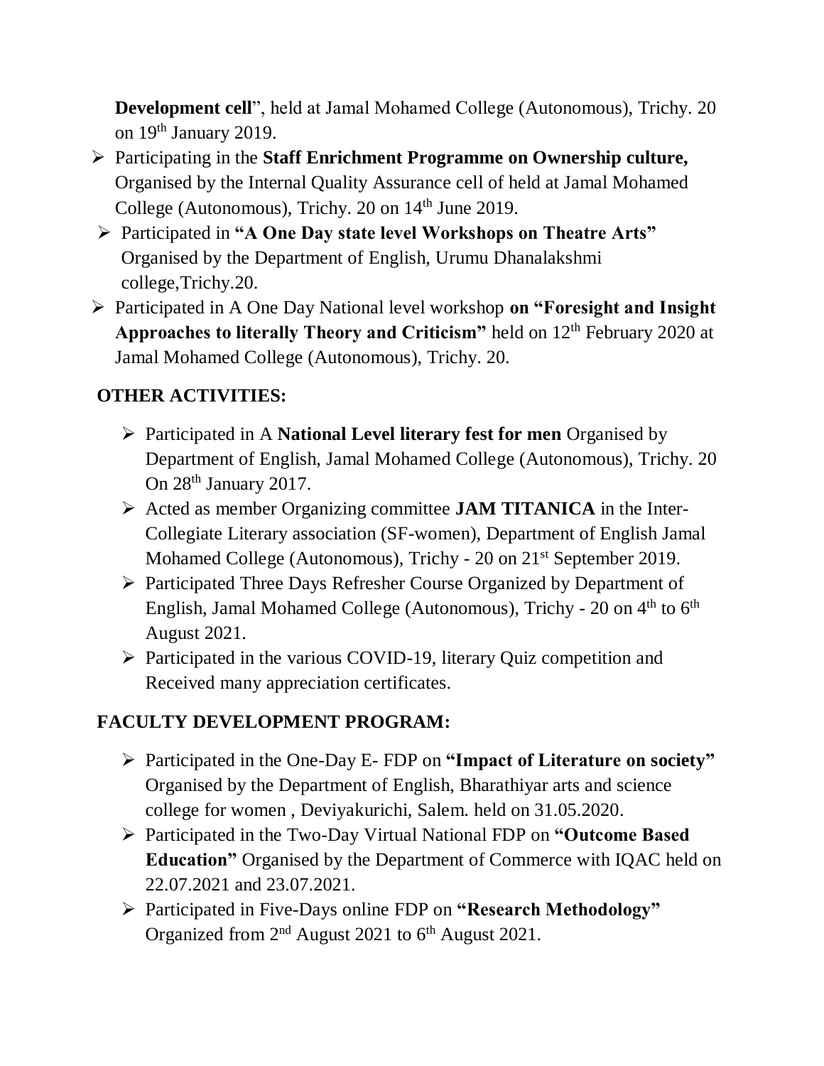**Development cell**", held at Jamal Mohamed College (Autonomous), Trichy. 20 on 19th January 2019.

- Participating in the **Staff Enrichment Programme on Ownership culture,** Organised by the Internal Quality Assurance cell of held at Jamal Mohamed College (Autonomous), Trichy. 20 on 14th June 2019.
- Participated in **"A One Day state level Workshops on Theatre Arts"** Organised by the Department of English, Urumu Dhanalakshmi college,Trichy.20.
- Participated in A One Day National level workshop **on "Foresight and Insight Approaches to literally Theory and Criticism"** held on 12th February 2020 at Jamal Mohamed College (Autonomous), Trichy. 20.

## OTHER ACTIVITIES:

- Participated in A **National Level literary fest for men** Organised by Department of English, Jamal Mohamed College (Autonomous), Trichy. 20 On 28th January 2017.
- Acted as member Organizing committee **JAM TITANICA** in the Inter-Collegiate Literary association (SF-women), Department of English Jamal Mohamed College (Autonomous), Trichy - 20 on 21st September 2019.
- Participated Three Days Refresher Course Organized by Department of English, Jamal Mohamed College (Autonomous), Trichy - 20 on 4th to 6th August 2021.
- Participated in the various COVID-19, literary Quiz competition and Received many appreciation certificates.

## FACULTY DEVELOPMENT PROGRAM:

- Participated in the One-Day E- FDP on **"Impact of Literature on society"** Organised by the Department of English, Bharathiyar arts and science college for women , Deviyakurichi, Salem. held on 31.05.2020.
- Participated in the Two-Day Virtual National FDP on **"Outcome Based Education"** Organised by the Department of Commerce with IQAC held on 22.07.2021 and 23.07.2021.
- Participated in Five-Days online FDP on **"Research Methodology"** Organized from 2nd August 2021 to 6th August 2021.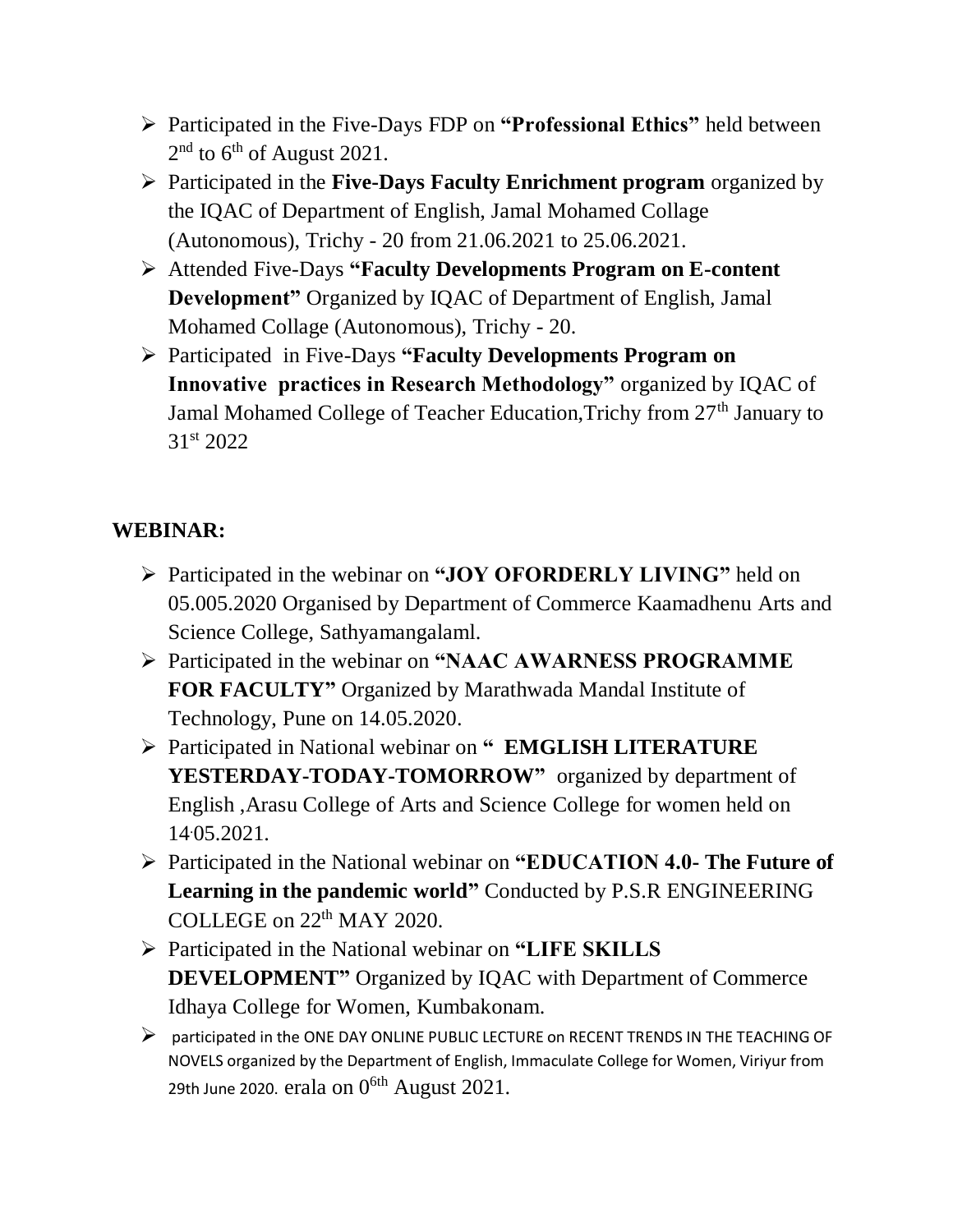- Participated in the Five-Days FDP on **"Professional Ethics"** held between 2nd to 6th of August 2021.
- Participated in the **Five-Days Faculty Enrichment program** organized by the IQAC of Department of English, Jamal Mohamed Collage (Autonomous), Trichy - 20 from 21.06.2021 to 25.06.2021.
- Attended Five-Days **"Faculty Developments Program on E-content Development"** Organized by IQAC of Department of English, Jamal Mohamed Collage (Autonomous), Trichy - 20.
- Participated in Five-Days **"Faculty Developments Program on Innovative practices in Research Methodology"** organized by IQAC of Jamal Mohamed College of Teacher Education,Trichy from 27th January to 31st 2022

## WEBINAR:

- Participated in the webinar on **"JOY OFORDERLY LIVING"** held on 05.005.2020 Organised by Department of Commerce Kaamadhenu Arts and Science College, Sathyamangalaml.
- Participated in the webinar on **"NAAC AWARNESS PROGRAMME FOR FACULTY"** Organized by Marathwada Mandal Institute of Technology, Pune on 14.05.2020.
- Participated in National webinar on **" EMGLISH LITERATURE YESTERDAY-TODAY-TOMORROW"** organized by department of English ,Arasu College of Arts and Science College for women held on 14.05.2021.
- Participated in the National webinar on **"EDUCATION 4.0- The Future of Learning in the pandemic world"** Conducted by P.S.R ENGINEERING COLLEGE on 22th MAY 2020.
- Participated in the National webinar on **"LIFE SKILLS DEVELOPMENT"** Organized by IQAC with Department of Commerce Idhaya College for Women, Kumbakonam.
- participated in the ONE DAY ONLINE PUBLIC LECTURE on RECENT TRENDS IN THE TEACHING OF NOVELS organized by the Department of English, Immaculate College for Women, Viriyur from 29th June 2020. erala on 06th August 2021.